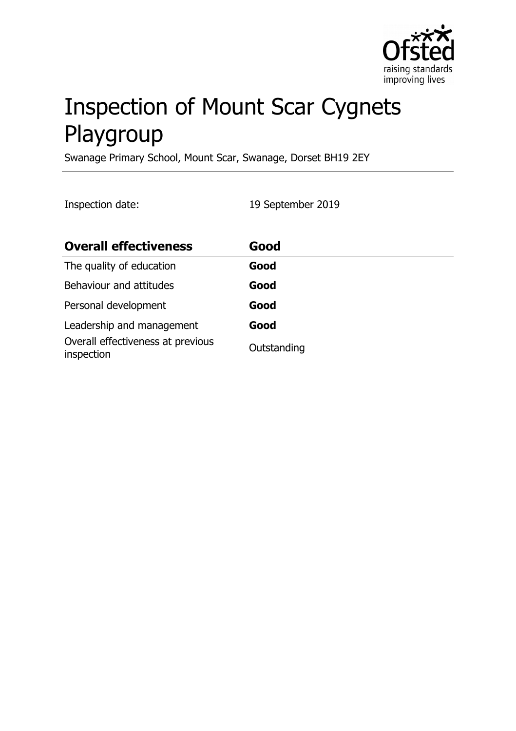# Inspection of Mount Scar Cygnets Playgroup

Swanage Primary School, Mount Scar, Swanage, Dorset BH19 2EY

Inspection date: 19 September 2019

| **Overall effectiveness** | **Good** |
| --- | --- |
| The quality of education | **Good** |
| Behaviour and attitudes | **Good** |
| Personal development | **Good** |
| Leadership and management | **Good** |
| Overall effectiveness at previous inspection | Outstanding |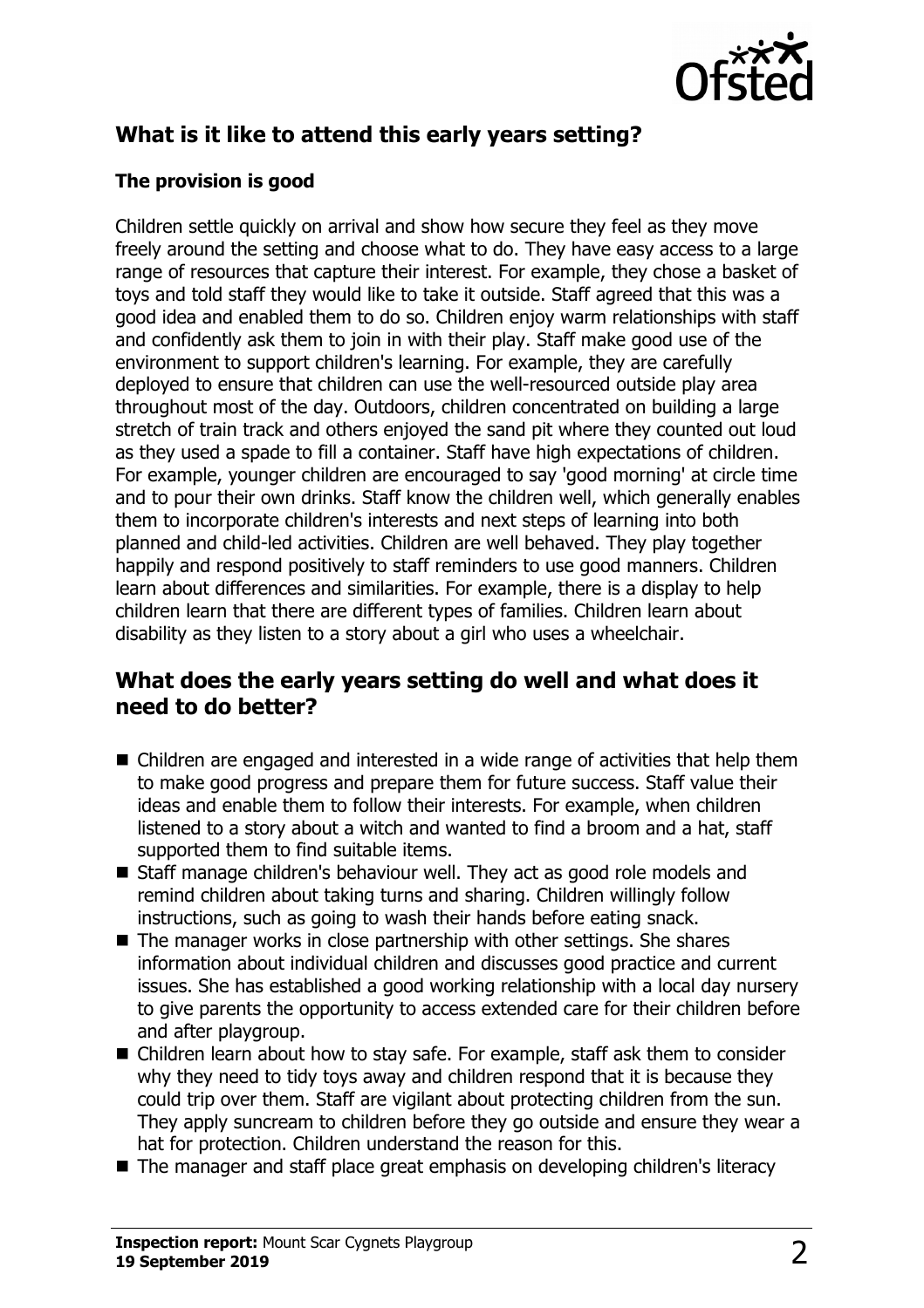## What is it like to attend this early years setting?

### The provision is good

Children settle quickly on arrival and show how secure they feel as they move freely around the setting and choose what to do. They have easy access to a large range of resources that capture their interest. For example, they chose a basket of toys and told staff they would like to take it outside. Staff agreed that this was a good idea and enabled them to do so. Children enjoy warm relationships with staff and confidently ask them to join in with their play. Staff make good use of the environment to support children's learning. For example, they are carefully deployed to ensure that children can use the well-resourced outside play area throughout most of the day. Outdoors, children concentrated on building a large stretch of train track and others enjoyed the sand pit where they counted out loud as they used a spade to fill a container. Staff have high expectations of children. For example, younger children are encouraged to say 'good morning' at circle time and to pour their own drinks. Staff know the children well, which generally enables them to incorporate children's interests and next steps of learning into both planned and child-led activities. Children are well behaved. They play together happily and respond positively to staff reminders to use good manners. Children learn about differences and similarities. For example, there is a display to help children learn that there are different types of families. Children learn about disability as they listen to a story about a girl who uses a wheelchair.

## What does the early years setting do well and what does it need to do better?

- Children are engaged and interested in a wide range of activities that help them to make good progress and prepare them for future success. Staff value their ideas and enable them to follow their interests. For example, when children listened to a story about a witch and wanted to find a broom and a hat, staff supported them to find suitable items.
- Staff manage children's behaviour well. They act as good role models and remind children about taking turns and sharing. Children willingly follow instructions, such as going to wash their hands before eating snack.
- The manager works in close partnership with other settings. She shares information about individual children and discusses good practice and current issues. She has established a good working relationship with a local day nursery to give parents the opportunity to access extended care for their children before and after playgroup.
- Children learn about how to stay safe. For example, staff ask them to consider why they need to tidy toys away and children respond that it is because they could trip over them. Staff are vigilant about protecting children from the sun. They apply suncream to children before they go outside and ensure they wear a hat for protection. Children understand the reason for this.
- The manager and staff place great emphasis on developing children's literacy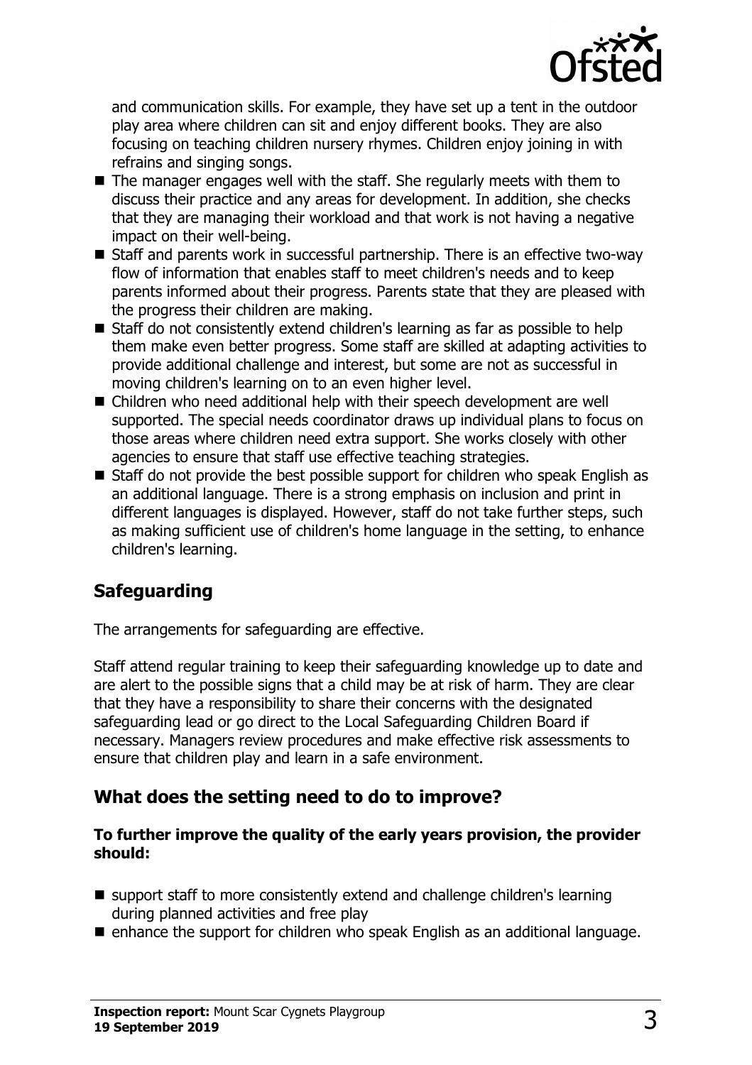and communication skills. For example, they have set up a tent in the outdoor play area where children can sit and enjoy different books. They are also focusing on teaching children nursery rhymes. Children enjoy joining in with refrains and singing songs.

- The manager engages well with the staff. She regularly meets with them to discuss their practice and any areas for development. In addition, she checks that they are managing their workload and that work is not having a negative impact on their well-being.
- Staff and parents work in successful partnership. There is an effective two-way flow of information that enables staff to meet children's needs and to keep parents informed about their progress. Parents state that they are pleased with the progress their children are making.
- Staff do not consistently extend children's learning as far as possible to help them make even better progress. Some staff are skilled at adapting activities to provide additional challenge and interest, but some are not as successful in moving children's learning on to an even higher level.
- Children who need additional help with their speech development are well supported. The special needs coordinator draws up individual plans to focus on those areas where children need extra support. She works closely with other agencies to ensure that staff use effective teaching strategies.
- Staff do not provide the best possible support for children who speak English as an additional language. There is a strong emphasis on inclusion and print in different languages is displayed. However, staff do not take further steps, such as making sufficient use of children's home language in the setting, to enhance children's learning.

## Safeguarding

The arrangements for safeguarding are effective.

Staff attend regular training to keep their safeguarding knowledge up to date and are alert to the possible signs that a child may be at risk of harm. They are clear that they have a responsibility to share their concerns with the designated safeguarding lead or go direct to the Local Safeguarding Children Board if necessary. Managers review procedures and make effective risk assessments to ensure that children play and learn in a safe environment.

## What does the setting need to do to improve?

**To further improve the quality of the early years provision, the provider should:**

- support staff to more consistently extend and challenge children's learning during planned activities and free play
- enhance the support for children who speak English as an additional language.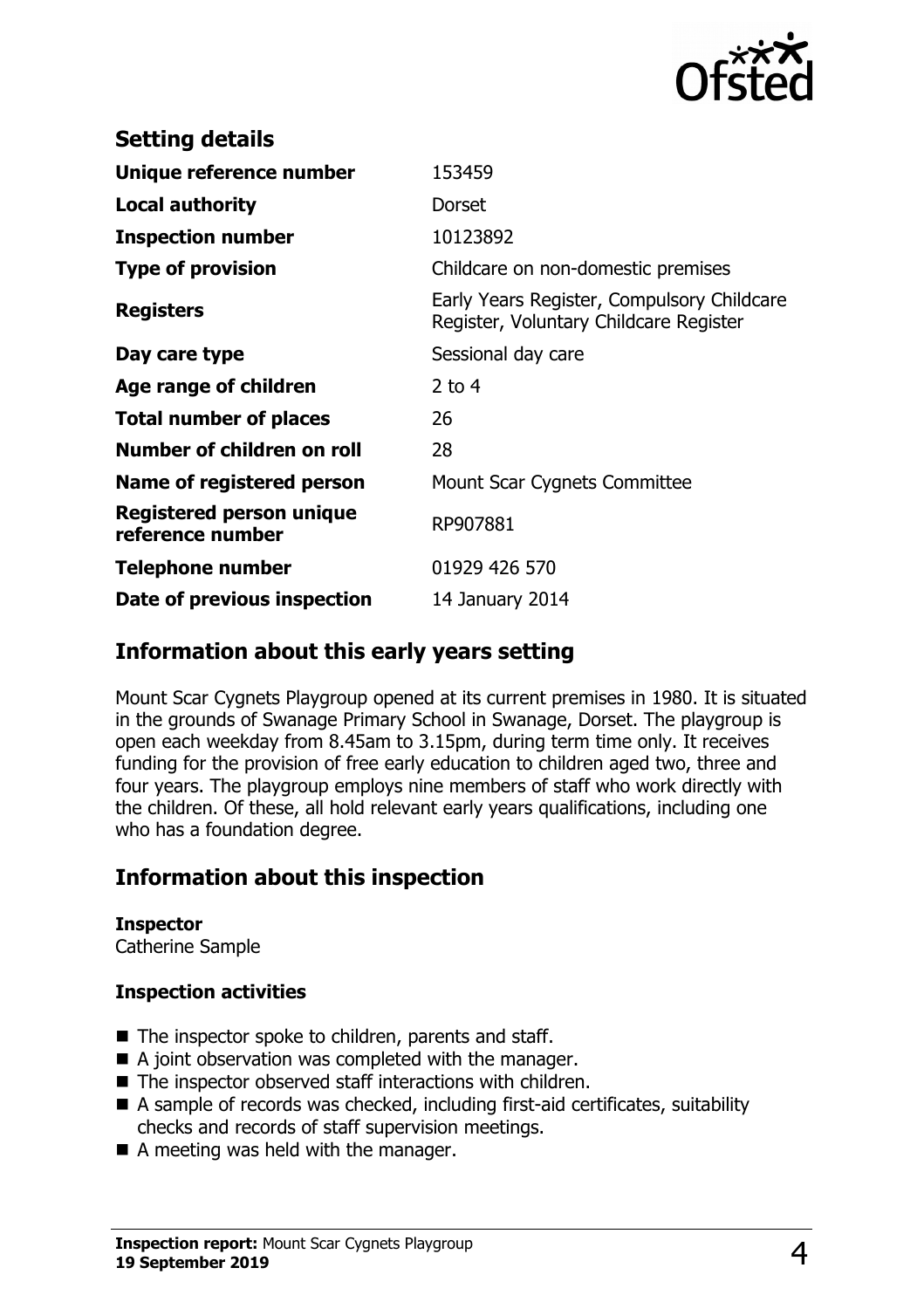## Setting details

| | |
|---|---|
| **Unique reference number** | 153459 |
| **Local authority** | Dorset |
| **Inspection number** | 10123892 |
| **Type of provision** | Childcare on non-domestic premises |
| **Registers** | Early Years Register, Compulsory Childcare Register, Voluntary Childcare Register |
| **Day care type** | Sessional day care |
| **Age range of children** | 2 to 4 |
| **Total number of places** | 26 |
| **Number of children on roll** | 28 |
| **Name of registered person** | Mount Scar Cygnets Committee |
| **Registered person unique reference number** | RP907881 |
| **Telephone number** | 01929 426 570 |
| **Date of previous inspection** | 14 January 2014 |

## Information about this early years setting

Mount Scar Cygnets Playgroup opened at its current premises in 1980. It is situated in the grounds of Swanage Primary School in Swanage, Dorset. The playgroup is open each weekday from 8.45am to 3.15pm, during term time only. It receives funding for the provision of free early education to children aged two, three and four years. The playgroup employs nine members of staff who work directly with the children. Of these, all hold relevant early years qualifications, including one who has a foundation degree.

## Information about this inspection

**Inspector**
Catherine Sample

**Inspection activities**

- The inspector spoke to children, parents and staff.
- A joint observation was completed with the manager.
- The inspector observed staff interactions with children.
- A sample of records was checked, including first-aid certificates, suitability checks and records of staff supervision meetings.
- A meeting was held with the manager.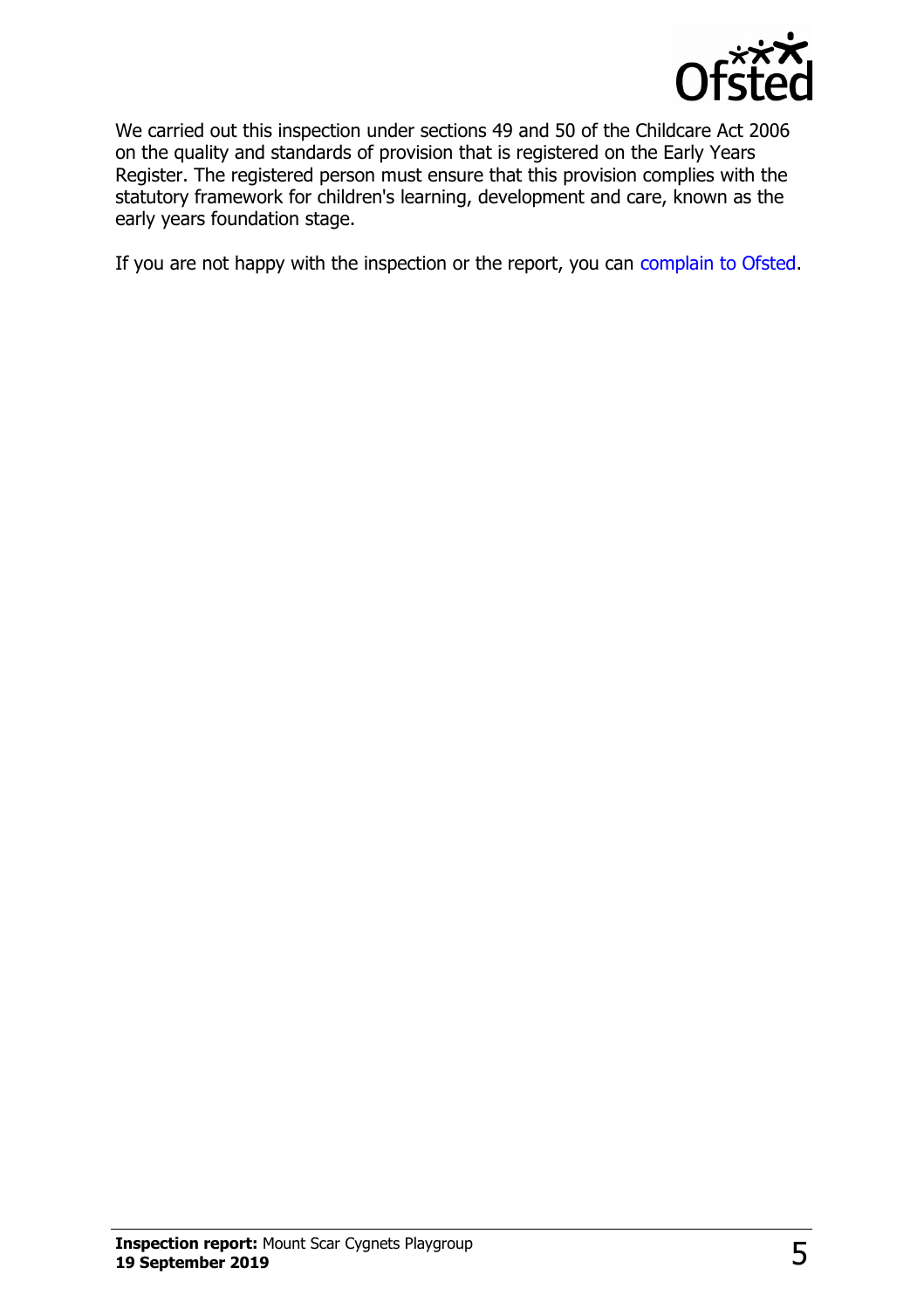We carried out this inspection under sections 49 and 50 of the Childcare Act 2006 on the quality and standards of provision that is registered on the Early Years Register. The registered person must ensure that this provision complies with the statutory framework for children's learning, development and care, known as the early years foundation stage.

If you are not happy with the inspection or the report, you can complain to Ofsted.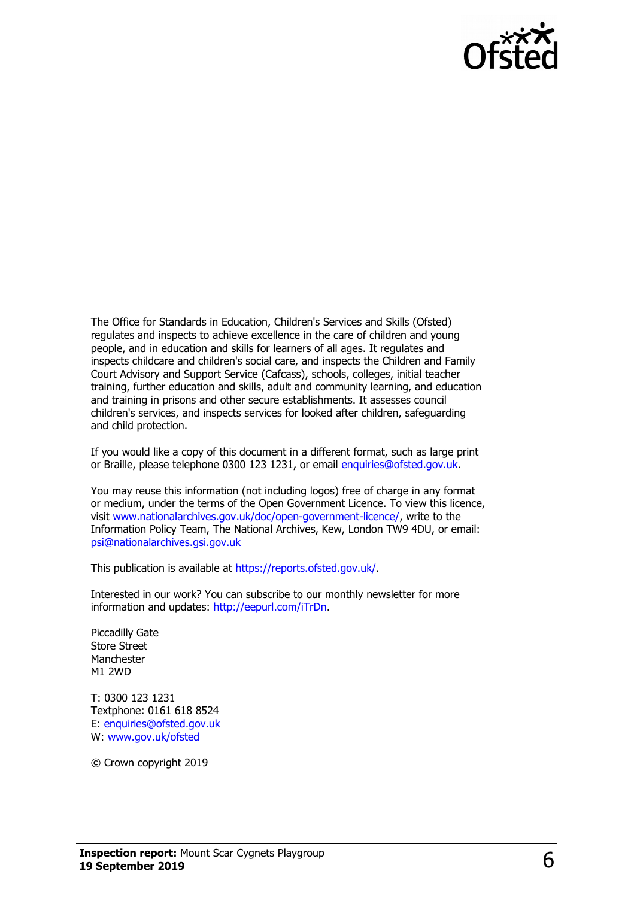The Office for Standards in Education, Children's Services and Skills (Ofsted) regulates and inspects to achieve excellence in the care of children and young people, and in education and skills for learners of all ages. It regulates and inspects childcare and children's social care, and inspects the Children and Family Court Advisory and Support Service (Cafcass), schools, colleges, initial teacher training, further education and skills, adult and community learning, and education and training in prisons and other secure establishments. It assesses council children's services, and inspects services for looked after children, safeguarding and child protection.

If you would like a copy of this document in a different format, such as large print or Braille, please telephone 0300 123 1231, or email enquiries@ofsted.gov.uk.

You may reuse this information (not including logos) free of charge in any format or medium, under the terms of the Open Government Licence. To view this licence, visit www.nationalarchives.gov.uk/doc/open-government-licence/, write to the Information Policy Team, The National Archives, Kew, London TW9 4DU, or email: psi@nationalarchives.gsi.gov.uk

This publication is available at https://reports.ofsted.gov.uk/.

Interested in our work? You can subscribe to our monthly newsletter for more information and updates: http://eepurl.com/iTrDn.

Piccadilly Gate
Store Street
Manchester
M1 2WD

T: 0300 123 1231
Textphone: 0161 618 8524
E: enquiries@ofsted.gov.uk
W: www.gov.uk/ofsted

© Crown copyright 2019